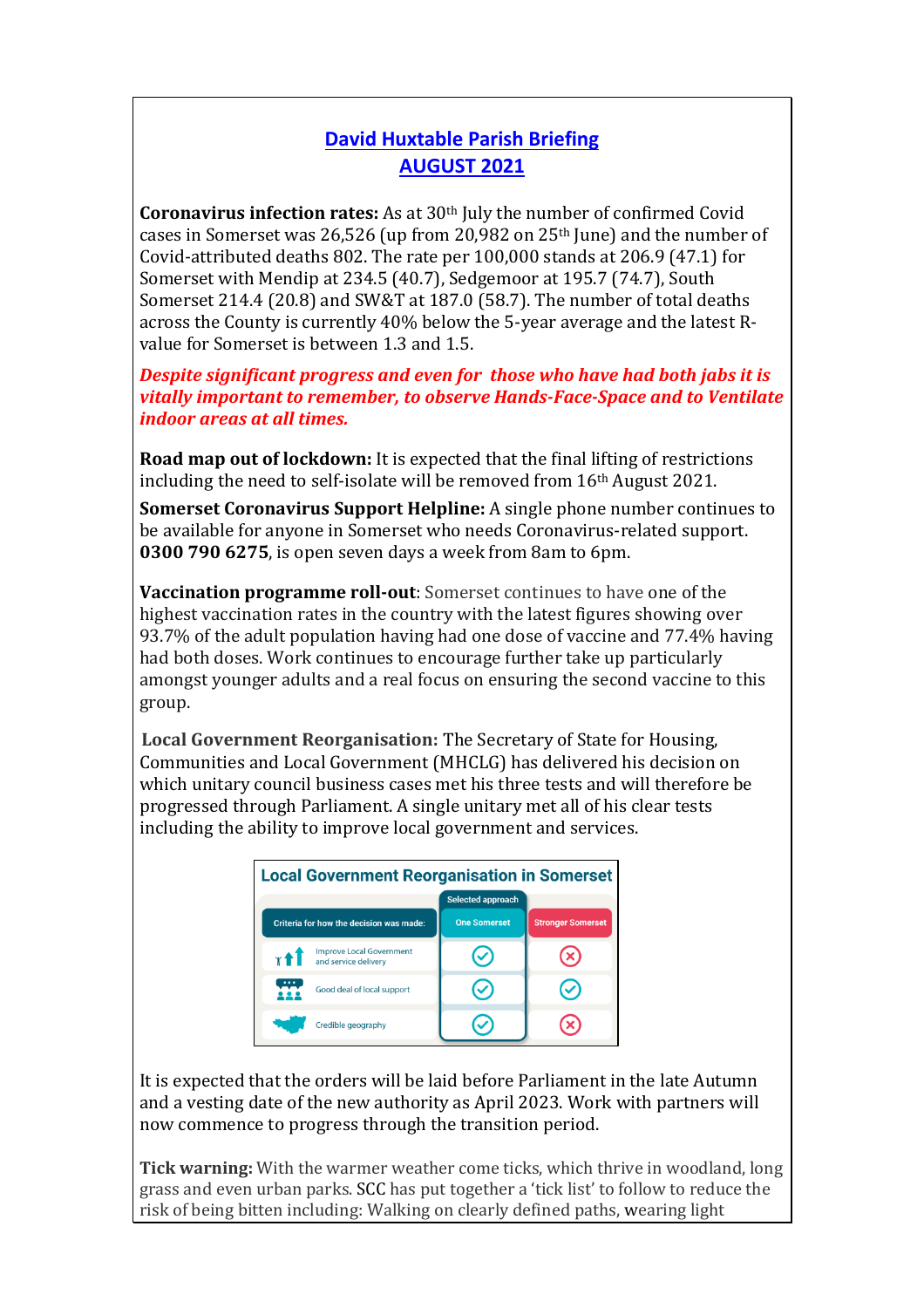# David Huxtable Parish Briefing
## AUGUST 2021

**Coronavirus infection rates:** As at 30th July the number of confirmed Covid cases in Somerset was 26,526 (up from 20,982 on 25th June) and the number of Covid-attributed deaths 802. The rate per 100,000 stands at 206.9 (47.1) for Somerset with Mendip at 234.5 (40.7), Sedgemoor at 195.7 (74.7), South Somerset 214.4 (20.8) and SW&T at 187.0 (58.7). The number of total deaths across the County is currently 40% below the 5-year average and the latest R-value for Somerset is between 1.3 and 1.5.

***Despite significant progress and even for those who have had both jabs it is vitally important to remember, to observe Hands-Face-Space and to Ventilate indoor areas at all times.***

**Road map out of lockdown:** It is expected that the final lifting of restrictions including the need to self-isolate will be removed from 16th August 2021.

**Somerset Coronavirus Support Helpline:** A single phone number continues to be available for anyone in Somerset who needs Coronavirus-related support. **0300 790 6275**, is open seven days a week from 8am to 6pm.

**Vaccination programme roll-out**: Somerset continues to have one of the highest vaccination rates in the country with the latest figures showing over 93.7% of the adult population having had one dose of vaccine and 77.4% having had both doses. Work continues to encourage further take up particularly amongst younger adults and a real focus on ensuring the second vaccine to this group.

**Local Government Reorganisation:** The Secretary of State for Housing, Communities and Local Government (MHCLG) has delivered his decision on which unitary council business cases met his three tests and will therefore be progressed through Parliament. A single unitary met all of his clear tests including the ability to improve local government and services.

**Local Government Reorganisation in Somerset**

| Criteria for how the decision was made: | One Somerset (Selected approach) | Stronger Somerset |
|---|---|---|
| Improve Local Government and service delivery | ✓ | ✗ |
| Good deal of local support | ✓ | ✓ |
| Credible geography | ✓ | ✗ |

It is expected that the orders will be laid before Parliament in the late Autumn and a vesting date of the new authority as April 2023. Work with partners will now commence to progress through the transition period.

**Tick warning:** With the warmer weather come ticks, which thrive in woodland, long grass and even urban parks. SCC has put together a 'tick list' to follow to reduce the risk of being bitten including: Walking on clearly defined paths, wearing light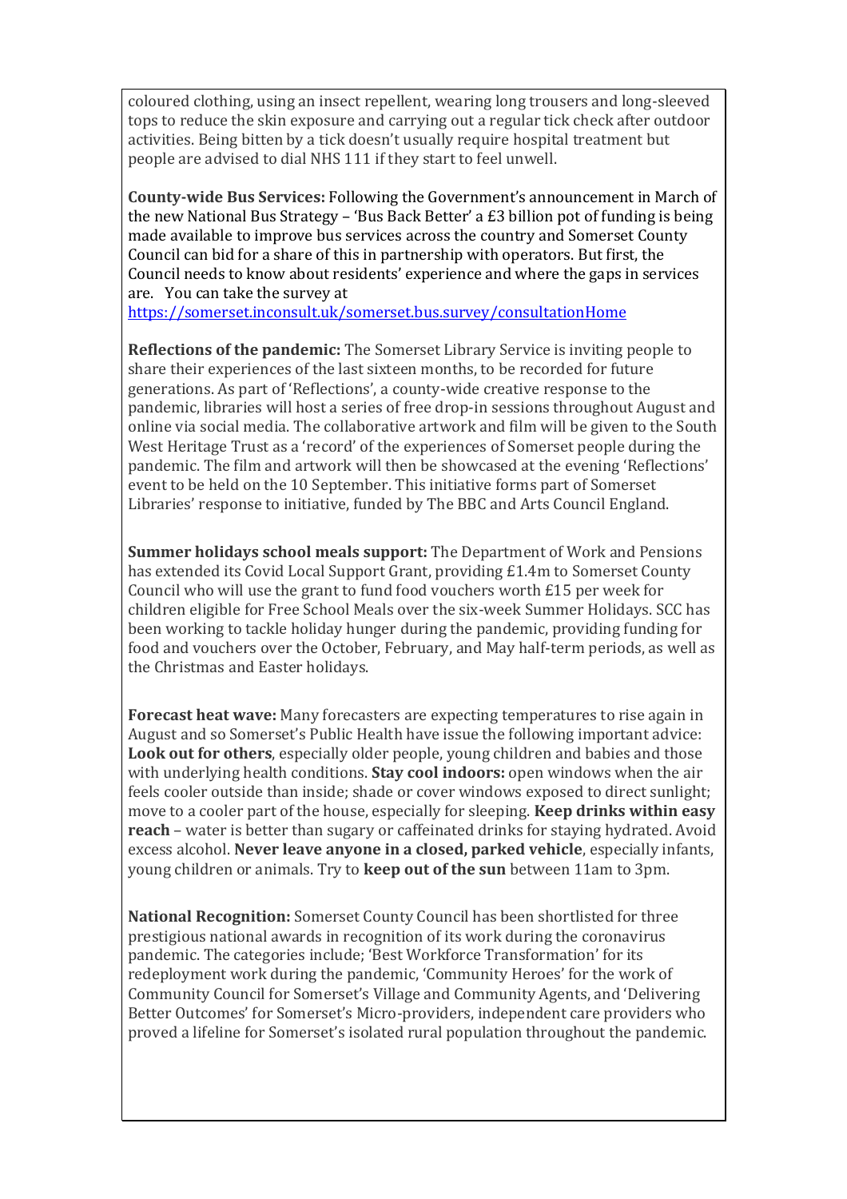coloured clothing, using an insect repellent, wearing long trousers and long-sleeved tops to reduce the skin exposure and carrying out a regular tick check after outdoor activities. Being bitten by a tick doesn't usually require hospital treatment but people are advised to dial NHS 111 if they start to feel unwell.

**County-wide Bus Services:** Following the Government's announcement in March of the new National Bus Strategy – 'Bus Back Better' a £3 billion pot of funding is being made available to improve bus services across the country and Somerset County Council can bid for a share of this in partnership with operators. But first, the Council needs to know about residents' experience and where the gaps in services are. You can take the survey at https://somerset.inconsult.uk/somerset.bus.survey/consultationHome

**Reflections of the pandemic:** The Somerset Library Service is inviting people to share their experiences of the last sixteen months, to be recorded for future generations. As part of 'Reflections', a county-wide creative response to the pandemic, libraries will host a series of free drop-in sessions throughout August and online via social media. The collaborative artwork and film will be given to the South West Heritage Trust as a 'record' of the experiences of Somerset people during the pandemic. The film and artwork will then be showcased at the evening 'Reflections' event to be held on the 10 September. This initiative forms part of Somerset Libraries' response to initiative, funded by The BBC and Arts Council England.

**Summer holidays school meals support:** The Department of Work and Pensions has extended its Covid Local Support Grant, providing £1.4m to Somerset County Council who will use the grant to fund food vouchers worth £15 per week for children eligible for Free School Meals over the six-week Summer Holidays. SCC has been working to tackle holiday hunger during the pandemic, providing funding for food and vouchers over the October, February, and May half-term periods, as well as the Christmas and Easter holidays.

**Forecast heat wave:** Many forecasters are expecting temperatures to rise again in August and so Somerset's Public Health have issue the following important advice: **Look out for others**, especially older people, young children and babies and those with underlying health conditions. **Stay cool indoors:** open windows when the air feels cooler outside than inside; shade or cover windows exposed to direct sunlight; move to a cooler part of the house, especially for sleeping. **Keep drinks within easy reach** – water is better than sugary or caffeinated drinks for staying hydrated. Avoid excess alcohol. **Never leave anyone in a closed, parked vehicle**, especially infants, young children or animals. Try to **keep out of the sun** between 11am to 3pm.

**National Recognition:** Somerset County Council has been shortlisted for three prestigious national awards in recognition of its work during the coronavirus pandemic. The categories include; 'Best Workforce Transformation' for its redeployment work during the pandemic, 'Community Heroes' for the work of Community Council for Somerset's Village and Community Agents, and 'Delivering Better Outcomes' for Somerset's Micro-providers, independent care providers who proved a lifeline for Somerset's isolated rural population throughout the pandemic.